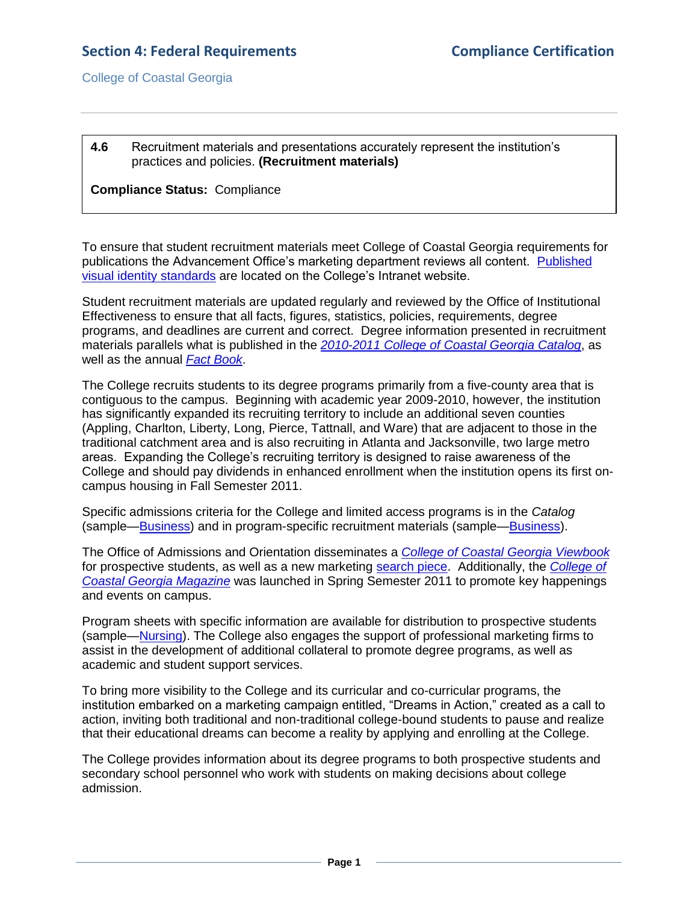**4.6** Recruitment materials and presentations accurately represent the institution's practices and policies. **(Recruitment materials)**

**Compliance Status:** Compliance

To ensure that student recruitment materials meet College of Coastal Georgia requirements for publications the Advancement Office's marketing department reviews all content. Published visual identity standards are located on the College's Intranet website.

Student recruitment materials are updated regularly and reviewed by the Office of Institutional Effectiveness to ensure that all facts, figures, statistics, policies, requirements, degree programs, and deadlines are current and correct. Degree information presented in recruitment materials parallels what is published in the *2010-2011 College of Coastal Georgia Catalog*, as well as the annual *Fact Book*.

The College recruits students to its degree programs primarily from a five-county area that is contiguous to the campus. Beginning with academic year 2009-2010, however, the institution has significantly expanded its recruiting territory to include an additional seven counties (Appling, Charlton, Liberty, Long, Pierce, Tattnall, and Ware) that are adjacent to those in the traditional catchment area and is also recruiting in Atlanta and Jacksonville, two large metro areas. Expanding the College's recruiting territory is designed to raise awareness of the College and should pay dividends in enhanced enrollment when the institution opens its first on-campus housing in Fall Semester 2011.

Specific admissions criteria for the College and limited access programs is in the *Catalog* (sample—Business) and in program-specific recruitment materials (sample—Business).

The Office of Admissions and Orientation disseminates a *College of Coastal Georgia Viewbook* for prospective students, as well as a new marketing search piece. Additionally, the *College of Coastal Georgia Magazine* was launched in Spring Semester 2011 to promote key happenings and events on campus.

Program sheets with specific information are available for distribution to prospective students (sample—Nursing). The College also engages the support of professional marketing firms to assist in the development of additional collateral to promote degree programs, as well as academic and student support services.

To bring more visibility to the College and its curricular and co-curricular programs, the institution embarked on a marketing campaign entitled, "Dreams in Action," created as a call to action, inviting both traditional and non-traditional college-bound students to pause and realize that their educational dreams can become a reality by applying and enrolling at the College.

The College provides information about its degree programs to both prospective students and secondary school personnel who work with students on making decisions about college admission.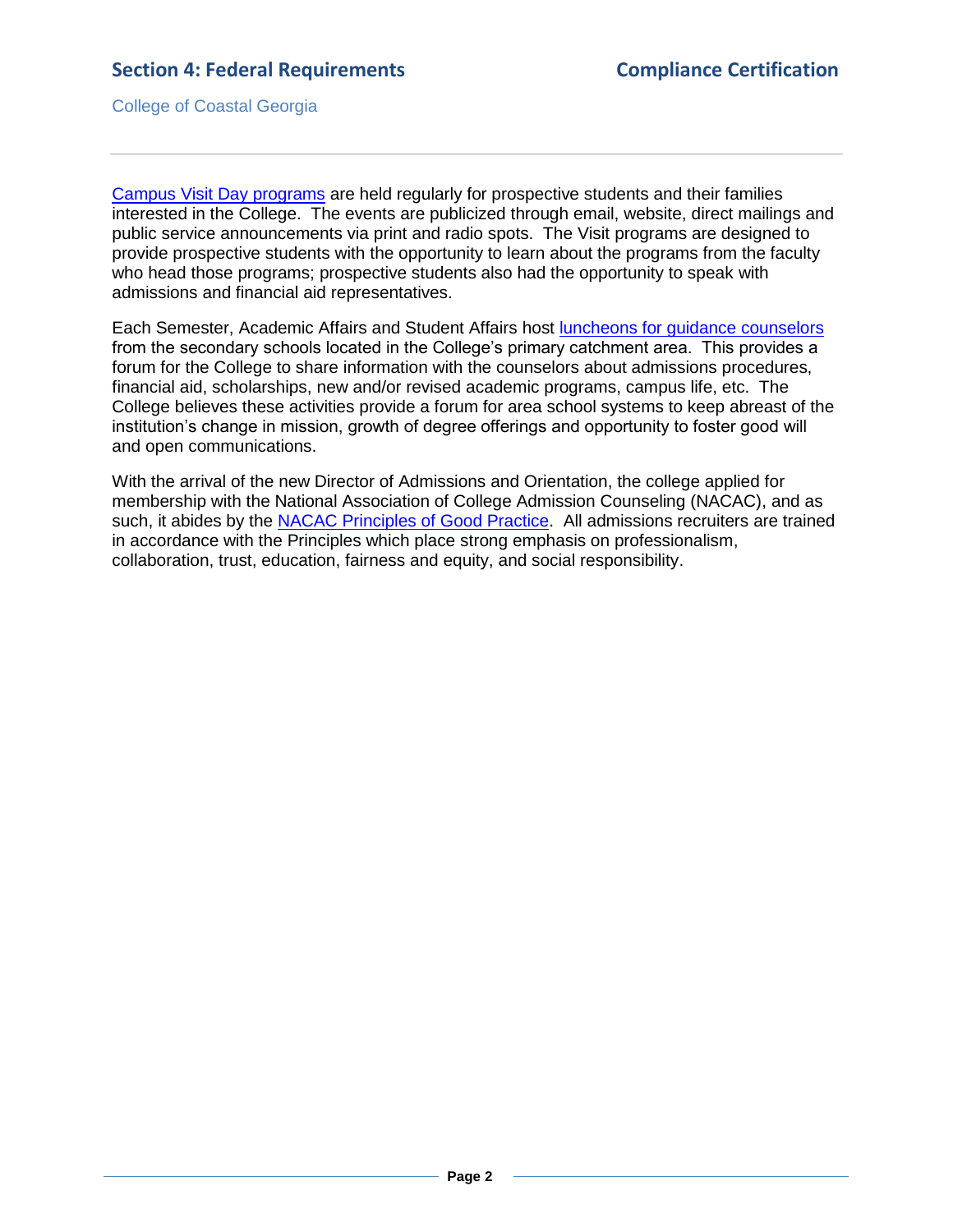Campus Visit Day programs are held regularly for prospective students and their families interested in the College. The events are publicized through email, website, direct mailings and public service announcements via print and radio spots. The Visit programs are designed to provide prospective students with the opportunity to learn about the programs from the faculty who head those programs; prospective students also had the opportunity to speak with admissions and financial aid representatives.

Each Semester, Academic Affairs and Student Affairs host luncheons for guidance counselors from the secondary schools located in the College's primary catchment area. This provides a forum for the College to share information with the counselors about admissions procedures, financial aid, scholarships, new and/or revised academic programs, campus life, etc. The College believes these activities provide a forum for area school systems to keep abreast of the institution's change in mission, growth of degree offerings and opportunity to foster good will and open communications.

With the arrival of the new Director of Admissions and Orientation, the college applied for membership with the National Association of College Admission Counseling (NACAC), and as such, it abides by the NACAC Principles of Good Practice. All admissions recruiters are trained in accordance with the Principles which place strong emphasis on professionalism, collaboration, trust, education, fairness and equity, and social responsibility.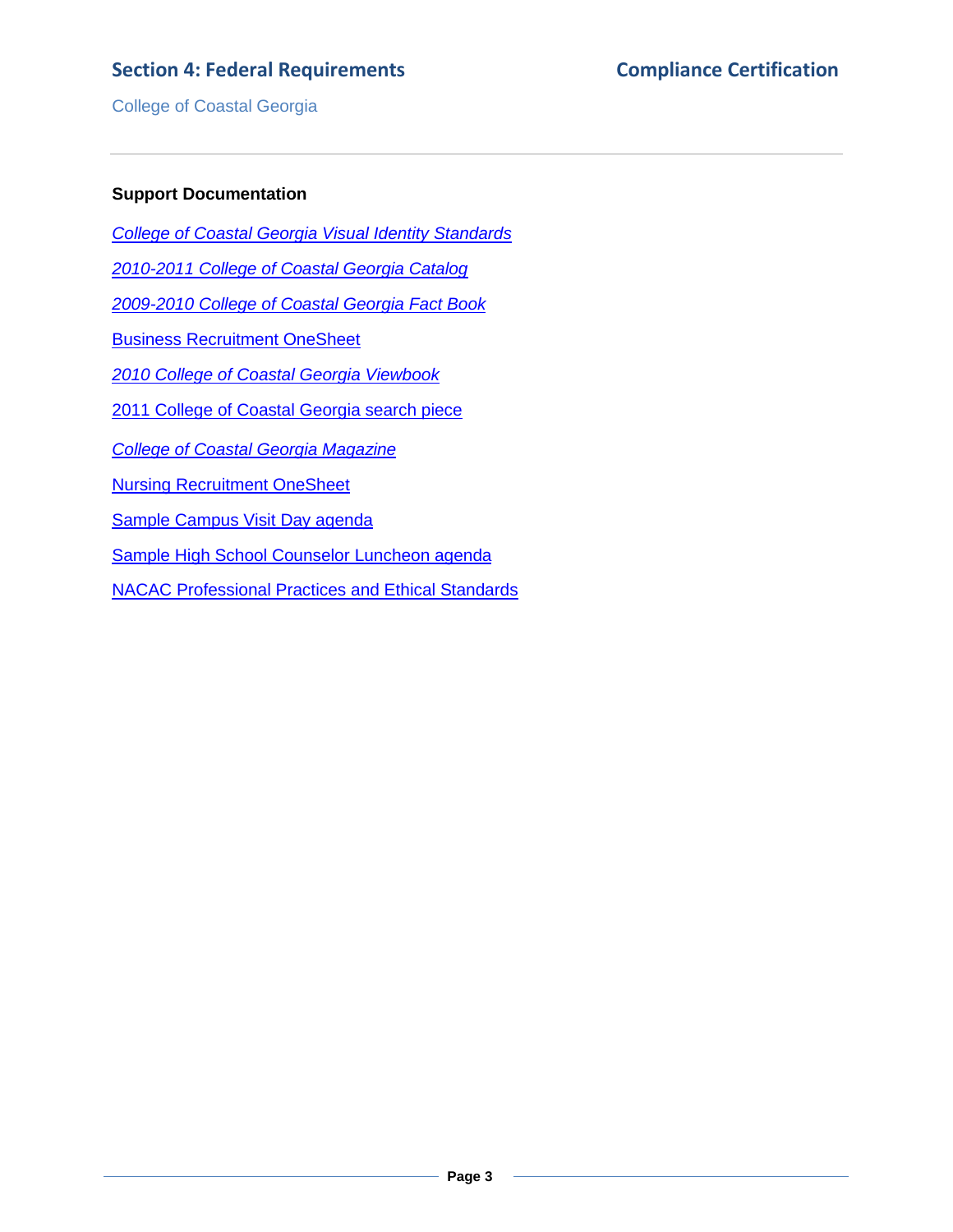**Support Documentation**

*College of Coastal Georgia Visual Identity Standards*

*2010-2011 College of Coastal Georgia Catalog*

*2009-2010 College of Coastal Georgia Fact Book*

Business Recruitment OneSheet

*2010 College of Coastal Georgia Viewbook*

2011 College of Coastal Georgia search piece

*College of Coastal Georgia Magazine*

Nursing Recruitment OneSheet

Sample Campus Visit Day agenda

Sample High School Counselor Luncheon agenda

NACAC Professional Practices and Ethical Standards